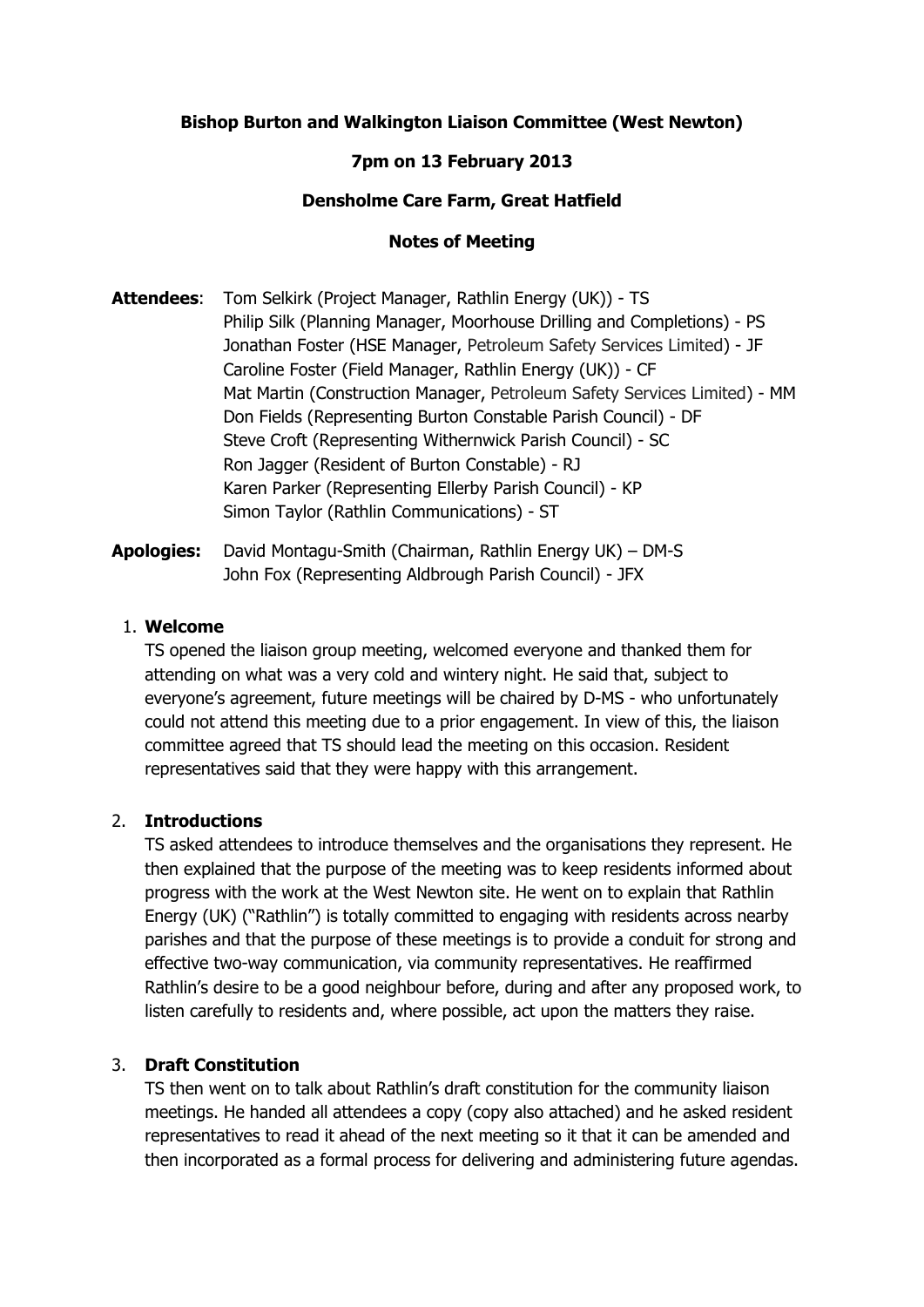**Bishop Burton and Walkington Liaison Committee (West Newton)**

**7pm on 13 February 2013**

**Densholme Care Farm, Great Hatfield**

**Notes of Meeting**

**Attendees**: Tom Selkirk (Project Manager, Rathlin Energy (UK)) - TS
Philip Silk (Planning Manager, Moorhouse Drilling and Completions) - PS
Jonathan Foster (HSE Manager, Petroleum Safety Services Limited) - JF
Caroline Foster (Field Manager, Rathlin Energy (UK)) - CF
Mat Martin (Construction Manager, Petroleum Safety Services Limited) - MM
Don Fields (Representing Burton Constable Parish Council) - DF
Steve Croft (Representing Withernwick Parish Council) - SC
Ron Jagger (Resident of Burton Constable) - RJ
Karen Parker (Representing Ellerby Parish Council) - KP
Simon Taylor (Rathlin Communications) - ST

**Apologies:** David Montagu-Smith (Chairman, Rathlin Energy UK) – DM-S
John Fox (Representing Aldbrough Parish Council) - JFX

1. **Welcome**

   TS opened the liaison group meeting, welcomed everyone and thanked them for attending on what was a very cold and wintery night. He said that, subject to everyone's agreement, future meetings will be chaired by D-MS - who unfortunately could not attend this meeting due to a prior engagement. In view of this, the liaison committee agreed that TS should lead the meeting on this occasion. Resident representatives said that they were happy with this arrangement.

2. **Introductions**

   TS asked attendees to introduce themselves and the organisations they represent. He then explained that the purpose of the meeting was to keep residents informed about progress with the work at the West Newton site. He went on to explain that Rathlin Energy (UK) ("Rathlin") is totally committed to engaging with residents across nearby parishes and that the purpose of these meetings is to provide a conduit for strong and effective two-way communication, via community representatives. He reaffirmed Rathlin's desire to be a good neighbour before, during and after any proposed work, to listen carefully to residents and, where possible, act upon the matters they raise.

3. **Draft Constitution**

   TS then went on to talk about Rathlin's draft constitution for the community liaison meetings. He handed all attendees a copy (copy also attached) and he asked resident representatives to read it ahead of the next meeting so it that it can be amended and then incorporated as a formal process for delivering and administering future agendas.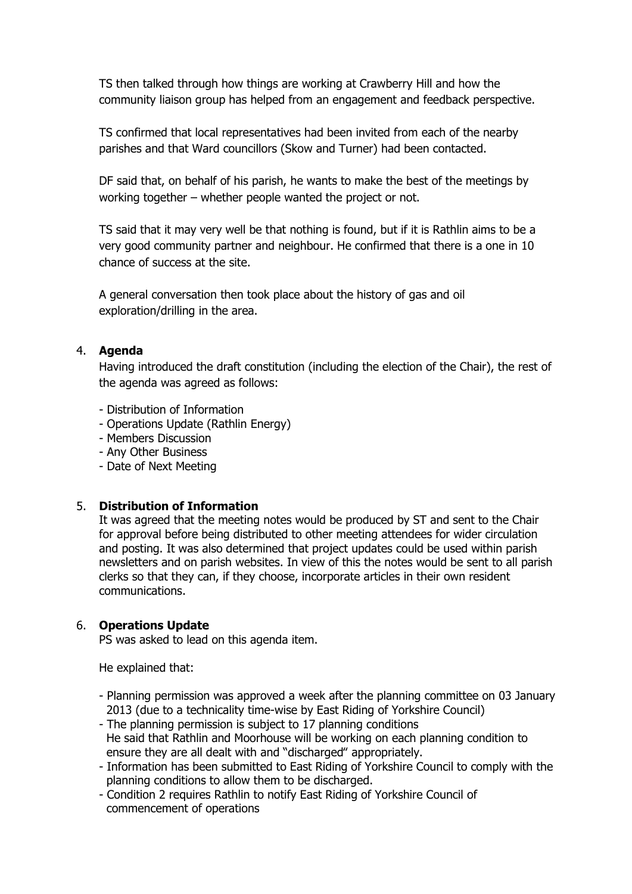TS then talked through how things are working at Crawberry Hill and how the community liaison group has helped from an engagement and feedback perspective.

TS confirmed that local representatives had been invited from each of the nearby parishes and that Ward councillors (Skow and Turner) had been contacted.

DF said that, on behalf of his parish, he wants to make the best of the meetings by working together – whether people wanted the project or not.

TS said that it may very well be that nothing is found, but if it is Rathlin aims to be a very good community partner and neighbour. He confirmed that there is a one in 10 chance of success at the site.

A general conversation then took place about the history of gas and oil exploration/drilling in the area.

4. **Agenda**

Having introduced the draft constitution (including the election of the Chair), the rest of the agenda was agreed as follows:

- Distribution of Information
- Operations Update (Rathlin Energy)
- Members Discussion
- Any Other Business
- Date of Next Meeting

5. **Distribution of Information**

It was agreed that the meeting notes would be produced by ST and sent to the Chair for approval before being distributed to other meeting attendees for wider circulation and posting. It was also determined that project updates could be used within parish newsletters and on parish websites. In view of this the notes would be sent to all parish clerks so that they can, if they choose, incorporate articles in their own resident communications.

6. **Operations Update**

PS was asked to lead on this agenda item.

He explained that:

- Planning permission was approved a week after the planning committee on 03 January 2013 (due to a technicality time-wise by East Riding of Yorkshire Council)
- The planning permission is subject to 17 planning conditions
  He said that Rathlin and Moorhouse will be working on each planning condition to ensure they are all dealt with and "discharged" appropriately.
- Information has been submitted to East Riding of Yorkshire Council to comply with the planning conditions to allow them to be discharged.
- Condition 2 requires Rathlin to notify East Riding of Yorkshire Council of commencement of operations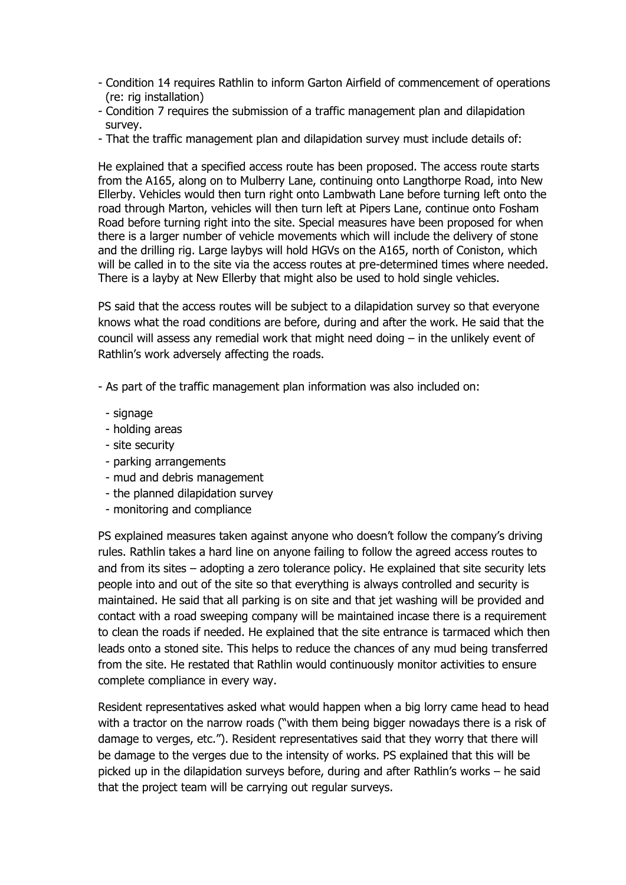- Condition 14 requires Rathlin to inform Garton Airfield of commencement of operations (re: rig installation)
- Condition 7 requires the submission of a traffic management plan and dilapidation survey.
- That the traffic management plan and dilapidation survey must include details of:

He explained that a specified access route has been proposed. The access route starts from the A165, along on to Mulberry Lane, continuing onto Langthorpe Road, into New Ellerby. Vehicles would then turn right onto Lambwath Lane before turning left onto the road through Marton, vehicles will then turn left at Pipers Lane, continue onto Fosham Road before turning right into the site. Special measures have been proposed for when there is a larger number of vehicle movements which will include the delivery of stone and the drilling rig. Large laybys will hold HGVs on the A165, north of Coniston, which will be called in to the site via the access routes at pre-determined times where needed. There is a layby at New Ellerby that might also be used to hold single vehicles.

PS said that the access routes will be subject to a dilapidation survey so that everyone knows what the road conditions are before, during and after the work. He said that the council will assess any remedial work that might need doing – in the unlikely event of Rathlin's work adversely affecting the roads.

- As part of the traffic management plan information was also included on:
  - signage
  - holding areas
  - site security
  - parking arrangements
  - mud and debris management
  - the planned dilapidation survey
  - monitoring and compliance

PS explained measures taken against anyone who doesn't follow the company's driving rules. Rathlin takes a hard line on anyone failing to follow the agreed access routes to and from its sites – adopting a zero tolerance policy. He explained that site security lets people into and out of the site so that everything is always controlled and security is maintained. He said that all parking is on site and that jet washing will be provided and contact with a road sweeping company will be maintained incase there is a requirement to clean the roads if needed. He explained that the site entrance is tarmaced which then leads onto a stoned site. This helps to reduce the chances of any mud being transferred from the site. He restated that Rathlin would continuously monitor activities to ensure complete compliance in every way.

Resident representatives asked what would happen when a big lorry came head to head with a tractor on the narrow roads ("with them being bigger nowadays there is a risk of damage to verges, etc."). Resident representatives said that they worry that there will be damage to the verges due to the intensity of works. PS explained that this will be picked up in the dilapidation surveys before, during and after Rathlin's works – he said that the project team will be carrying out regular surveys.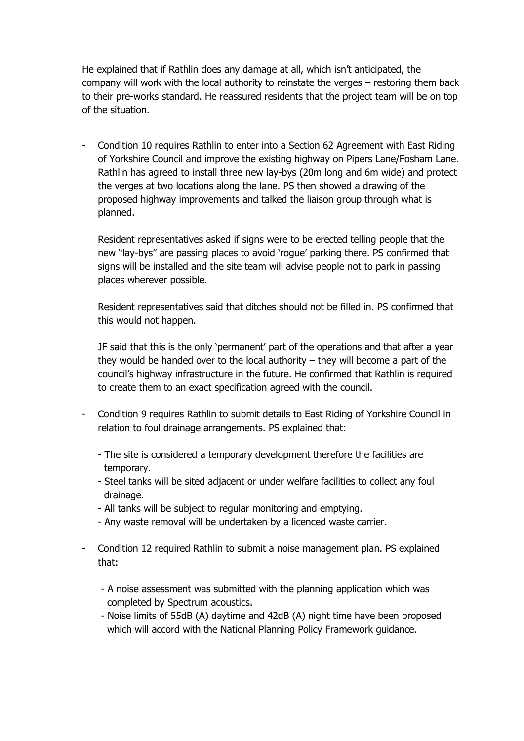He explained that if Rathlin does any damage at all, which isn't anticipated, the company will work with the local authority to reinstate the verges – restoring them back to their pre-works standard. He reassured residents that the project team will be on top of the situation.

- Condition 10 requires Rathlin to enter into a Section 62 Agreement with East Riding of Yorkshire Council and improve the existing highway on Pipers Lane/Fosham Lane. Rathlin has agreed to install three new lay-bys (20m long and 6m wide) and protect the verges at two locations along the lane. PS then showed a drawing of the proposed highway improvements and talked the liaison group through what is planned.

  Resident representatives asked if signs were to be erected telling people that the new "lay-bys" are passing places to avoid 'rogue' parking there. PS confirmed that signs will be installed and the site team will advise people not to park in passing places wherever possible.

  Resident representatives said that ditches should not be filled in. PS confirmed that this would not happen.

  JF said that this is the only 'permanent' part of the operations and that after a year they would be handed over to the local authority – they will become a part of the council's highway infrastructure in the future. He confirmed that Rathlin is required to create them to an exact specification agreed with the council.

- Condition 9 requires Rathlin to submit details to East Riding of Yorkshire Council in relation to foul drainage arrangements. PS explained that:

  - The site is considered a temporary development therefore the facilities are temporary.
  - Steel tanks will be sited adjacent or under welfare facilities to collect any foul drainage.
  - All tanks will be subject to regular monitoring and emptying.
  - Any waste removal will be undertaken by a licenced waste carrier.

- Condition 12 required Rathlin to submit a noise management plan. PS explained that:

  - A noise assessment was submitted with the planning application which was completed by Spectrum acoustics.
  - Noise limits of 55dB (A) daytime and 42dB (A) night time have been proposed which will accord with the National Planning Policy Framework guidance.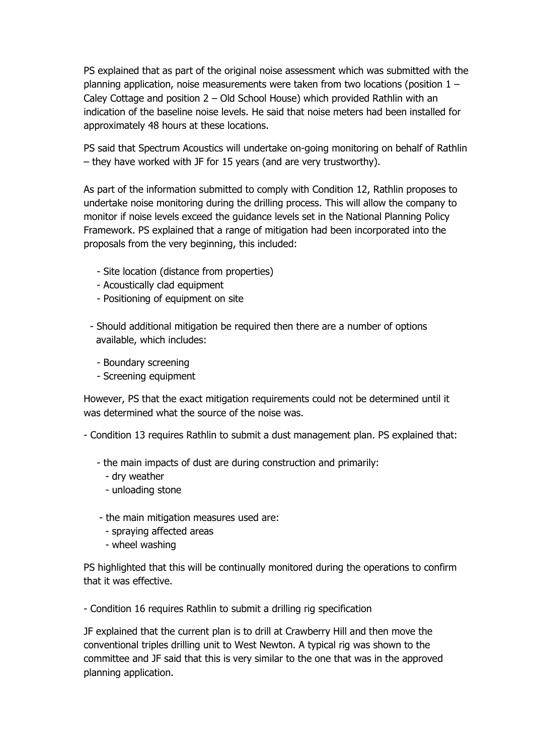PS explained that as part of the original noise assessment which was submitted with the planning application, noise measurements were taken from two locations (position 1 – Caley Cottage and position 2 – Old School House) which provided Rathlin with an indication of the baseline noise levels. He said that noise meters had been installed for approximately 48 hours at these locations.

PS said that Spectrum Acoustics will undertake on-going monitoring on behalf of Rathlin – they have worked with JF for 15 years (and are very trustworthy).

As part of the information submitted to comply with Condition 12, Rathlin proposes to undertake noise monitoring during the drilling process. This will allow the company to monitor if noise levels exceed the guidance levels set in the National Planning Policy Framework. PS explained that a range of mitigation had been incorporated into the proposals from the very beginning, this included:

- Site location (distance from properties)
- Acoustically clad equipment
- Positioning of equipment on site

- Should additional mitigation be required then there are a number of options available, which includes:

  - Boundary screening
  - Screening equipment

However, PS that the exact mitigation requirements could not be determined until it was determined what the source of the noise was.

- Condition 13 requires Rathlin to submit a dust management plan. PS explained that:

  - the main impacts of dust are during construction and primarily:
    - dry weather
    - unloading stone

  - the main mitigation measures used are:
    - spraying affected areas
    - wheel washing

PS highlighted that this will be continually monitored during the operations to confirm that it was effective.

- Condition 16 requires Rathlin to submit a drilling rig specification

JF explained that the current plan is to drill at Crawberry Hill and then move the conventional triples drilling unit to West Newton. A typical rig was shown to the committee and JF said that this is very similar to the one that was in the approved planning application.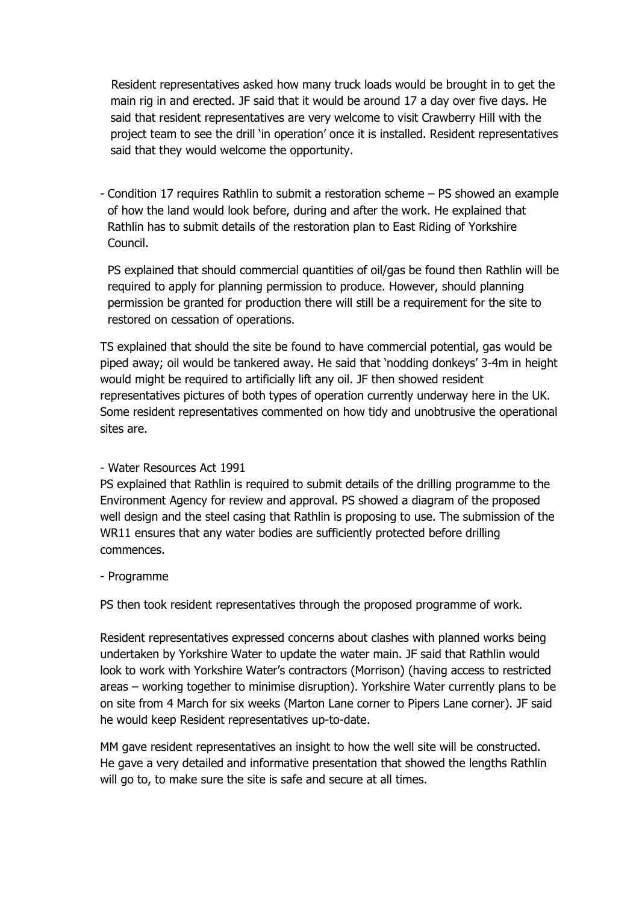Resident representatives asked how many truck loads would be brought in to get the main rig in and erected. JF said that it would be around 17 a day over five days. He said that resident representatives are very welcome to visit Crawberry Hill with the project team to see the drill 'in operation' once it is installed. Resident representatives said that they would welcome the opportunity.

- Condition 17 requires Rathlin to submit a restoration scheme – PS showed an example of how the land would look before, during and after the work. He explained that Rathlin has to submit details of the restoration plan to East Riding of Yorkshire Council.

  PS explained that should commercial quantities of oil/gas be found then Rathlin will be required to apply for planning permission to produce. However, should planning permission be granted for production there will still be a requirement for the site to restored on cessation of operations.

TS explained that should the site be found to have commercial potential, gas would be piped away; oil would be tankered away. He said that 'nodding donkeys' 3-4m in height would might be required to artificially lift any oil. JF then showed resident representatives pictures of both types of operation currently underway here in the UK. Some resident representatives commented on how tidy and unobtrusive the operational sites are.

- Water Resources Act 1991

PS explained that Rathlin is required to submit details of the drilling programme to the Environment Agency for review and approval. PS showed a diagram of the proposed well design and the steel casing that Rathlin is proposing to use. The submission of the WR11 ensures that any water bodies are sufficiently protected before drilling commences.

- Programme

PS then took resident representatives through the proposed programme of work.

Resident representatives expressed concerns about clashes with planned works being undertaken by Yorkshire Water to update the water main. JF said that Rathlin would look to work with Yorkshire Water's contractors (Morrison) (having access to restricted areas – working together to minimise disruption). Yorkshire Water currently plans to be on site from 4 March for six weeks (Marton Lane corner to Pipers Lane corner). JF said he would keep Resident representatives up-to-date.

MM gave resident representatives an insight to how the well site will be constructed. He gave a very detailed and informative presentation that showed the lengths Rathlin will go to, to make sure the site is safe and secure at all times.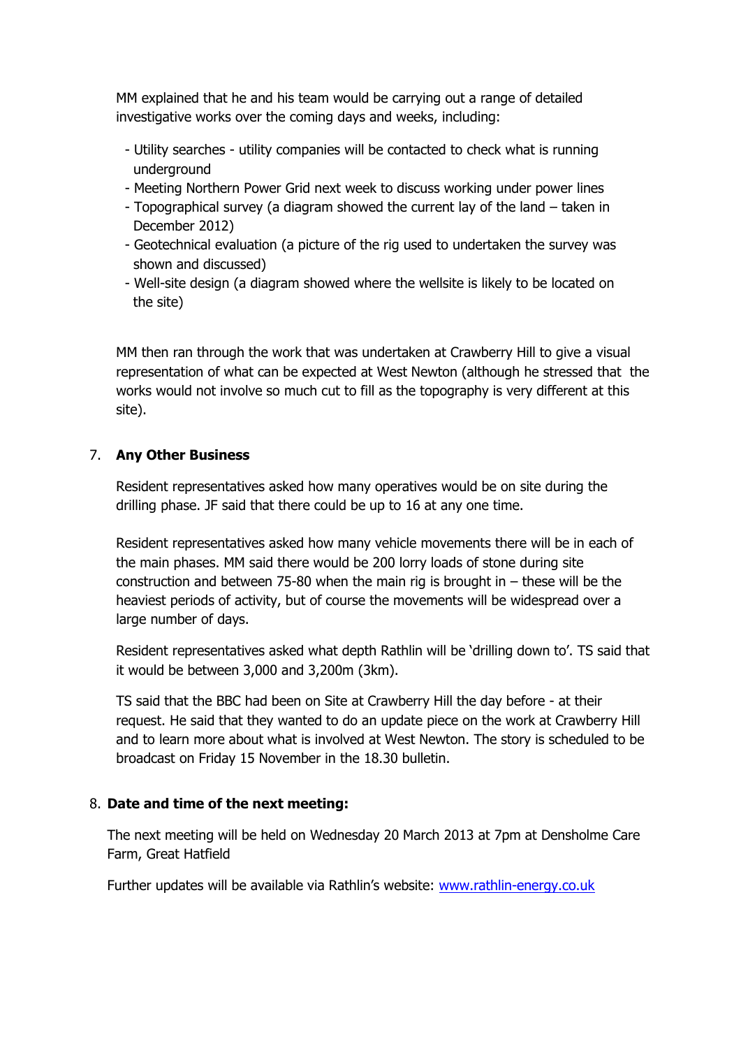MM explained that he and his team would be carrying out a range of detailed investigative works over the coming days and weeks, including:

- Utility searches - utility companies will be contacted to check what is running underground
- Meeting Northern Power Grid next week to discuss working under power lines
- Topographical survey (a diagram showed the current lay of the land – taken in December 2012)
- Geotechnical evaluation (a picture of the rig used to undertaken the survey was shown and discussed)
- Well-site design (a diagram showed where the wellsite is likely to be located on the site)

MM then ran through the work that was undertaken at Crawberry Hill to give a visual representation of what can be expected at West Newton (although he stressed that the works would not involve so much cut to fill as the topography is very different at this site).

## 7. Any Other Business

Resident representatives asked how many operatives would be on site during the drilling phase. JF said that there could be up to 16 at any one time.

Resident representatives asked how many vehicle movements there will be in each of the main phases. MM said there would be 200 lorry loads of stone during site construction and between 75-80 when the main rig is brought in – these will be the heaviest periods of activity, but of course the movements will be widespread over a large number of days.

Resident representatives asked what depth Rathlin will be 'drilling down to'. TS said that it would be between 3,000 and 3,200m (3km).

TS said that the BBC had been on Site at Crawberry Hill the day before - at their request. He said that they wanted to do an update piece on the work at Crawberry Hill and to learn more about what is involved at West Newton. The story is scheduled to be broadcast on Friday 15 November in the 18.30 bulletin.

## 8. Date and time of the next meeting:

The next meeting will be held on Wednesday 20 March 2013 at 7pm at Densholme Care Farm, Great Hatfield

Further updates will be available via Rathlin's website: [www.rathlin-energy.co.uk](http://www.rathlin-energy.co.uk)